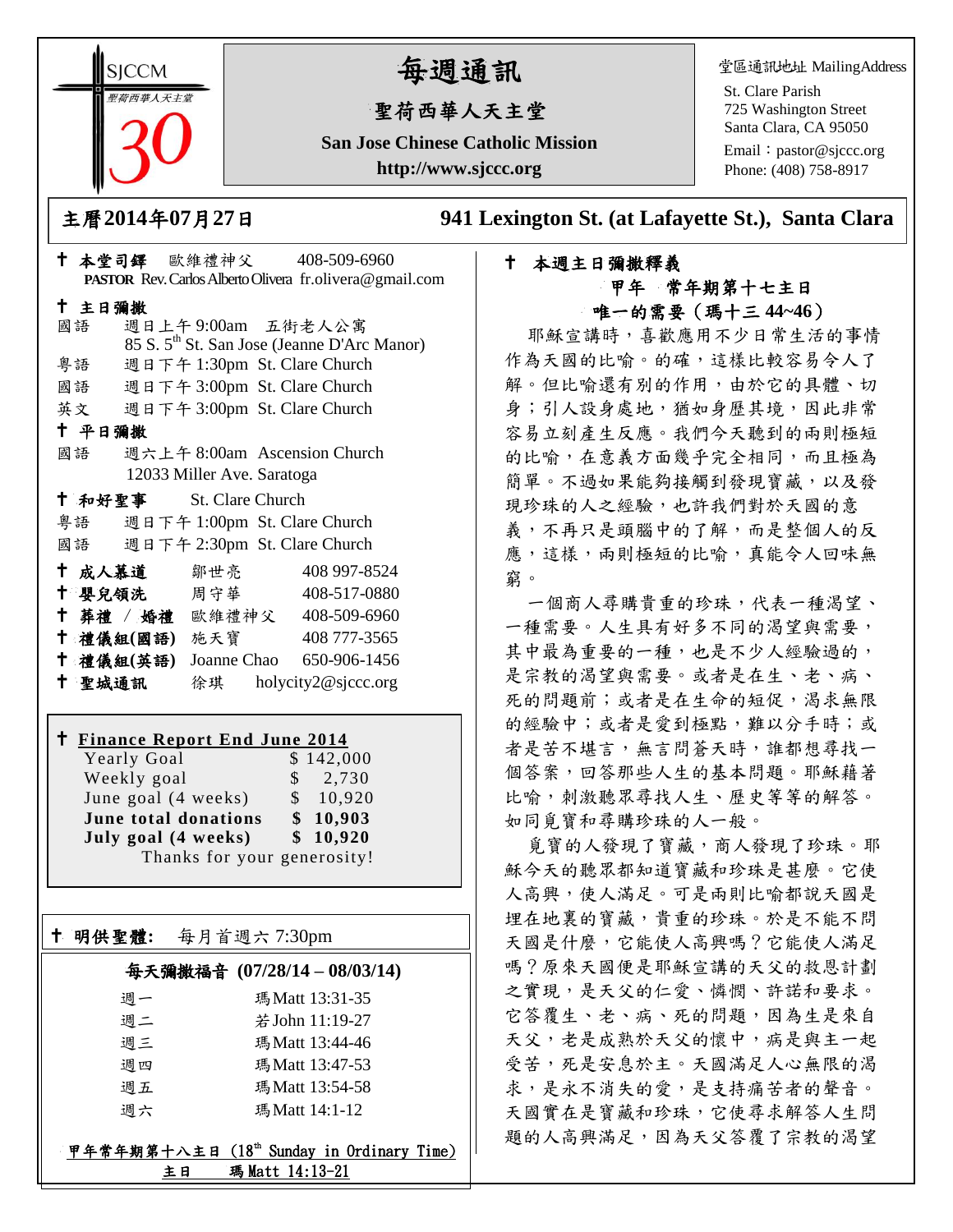SJCCM 聖荷西華人天主堂 30

# 每週通訊

## 聖荷西華人天主堂

**San Jose Chinese Catholic Mission**

**http://www.sjccc.org**

堂區通訊地址 MailingAddress
St. Clare Parish
725 Washington Street
Santa Clara, CA 95050
Email：pastor@sjccc.org
Phone: (408) 758-8917

**主曆2014年07月27日** **941 Lexington St. (at Lafayette St.), Santa Clara**

✝ **本堂司鐸** 歐維禮神父 408-509-6960
**PASTOR** Rev. Carlos Alberto Olivera fr.olivera@gmail.com

✝ **主日彌撒**
國語 週日上午 9:00am 五街老人公寓
85 S. 5th St. San Jose (Jeanne D'Arc Manor)
粵語 週日下午 1:30pm St. Clare Church
國語 週日下午 3:00pm St. Clare Church
英文 週日下午 3:00pm St. Clare Church

✝ **平日彌撒**
國語 週六上午 8:00am Ascension Church
12033 Miller Ave. Saratoga

✝ **和好聖事** St. Clare Church
粵語 週日下午 1:00pm St. Clare Church
國語 週日下午 2:30pm St. Clare Church

✝ **成人慕道** 鄒世亮 408 997-8524
✝ **嬰兒領洗** 周守華 408-517-0880
✝ **葬禮 / 婚禮** 歐維禮神父 408-509-6960
✝ **禮儀組(國語)** 施天寶 408 777-3565
✝ **禮儀組(英語)** Joanne Chao 650-906-1456
✝ **聖城通訊** 徐琪 holycity2@sjccc.org

✝ **Finance Report End June 2014**

| | |
|---|---|
| Yearly Goal | $ 142,000 |
| Weekly goal | $ 2,730 |
| June goal (4 weeks) | $ 10,920 |
| **June total donations** | **$ 10,903** |
| **July goal (4 weeks)** | **$ 10,920** |

Thanks for your generosity!

✝ **明供聖體:** 每月首週六 7:30pm

**每天彌撒福音 (07/28/14 – 08/03/14)**

| | |
|---|---|
| 週一 | 瑪 Matt 13:31-35 |
| 週二 | 若 John 11:19-27 |
| 週三 | 瑪 Matt 13:44-46 |
| 週四 | 瑪 Matt 13:47-53 |
| 週五 | 瑪 Matt 13:54-58 |
| 週六 | 瑪 Matt 14:1-12 |

甲年常年期第十八主日 (18th Sunday in Ordinary Time)
主日 瑪 Matt 14:13-21

✝ **本週主日彌撒釋義**

**甲年 常年期第十七主日**

**唯一的需要（瑪十三 44~46）**

耶穌宣講時，喜歡應用不少日常生活的事情作為天國的比喻。的確，這樣比較容易令人了解。但比喻還有別的作用，由於它的具體、切身；引人設身處地，猶如身歷其境，因此非常容易立刻產生反應。我們今天聽到的兩則極短的比喻，在意義方面幾乎完全相同，而且極為簡單。不過如果能夠接觸到發現寶藏，以及發現珍珠的人之經驗，也許我們對於天國的意義，不再只是頭腦中的了解，而是整個人的反應，這樣，兩則極短的比喻，真能令人回味無窮。

一個商人尋購貴重的珍珠，代表一種渴望、一種需要。人生具有好多不同的渴望與需要，其中最為重要的一種，也是不少人經驗過的，是宗教的渴望與需要。或者是在生、老、病、死的問題前；或者是在生命的短促，渴求無限的經驗中；或者是愛到極點，難以分手時；或者是苦不堪言，無言問蒼天時，誰都想尋找一個答案，回答那些人生的基本問題。耶穌藉著比喻，刺激聽眾尋找人生、歷史等等的解答。如同覓寶和尋購珍珠的人一般。

覓寶的人發現了寶藏，商人發現了珍珠。耶穌今天的聽眾都知道寶藏和珍珠是甚麼。它使人高興，使人滿足。可是兩則比喻都說天國是埋在地裏的寶藏，貴重的珍珠。於是不能不問天國是什麼，它能使人高興嗎？它能使人滿足嗎？原來天國便是耶穌宣講的天父的救恩計劃之實現，是天父的仁愛、憐憫、許諾和要求。它答覆生、老、病、死的問題，因為生是來自天父，老是成熟於天父的懷中，病是與主一起受苦，死是安息於主。天國滿足人心無限的渴求，是永不消失的愛，是支持痛苦者的聲音。天國實在是寶藏和珍珠，它使尋求解答人生問題的人高興滿足，因為天父答覆了宗教的渴望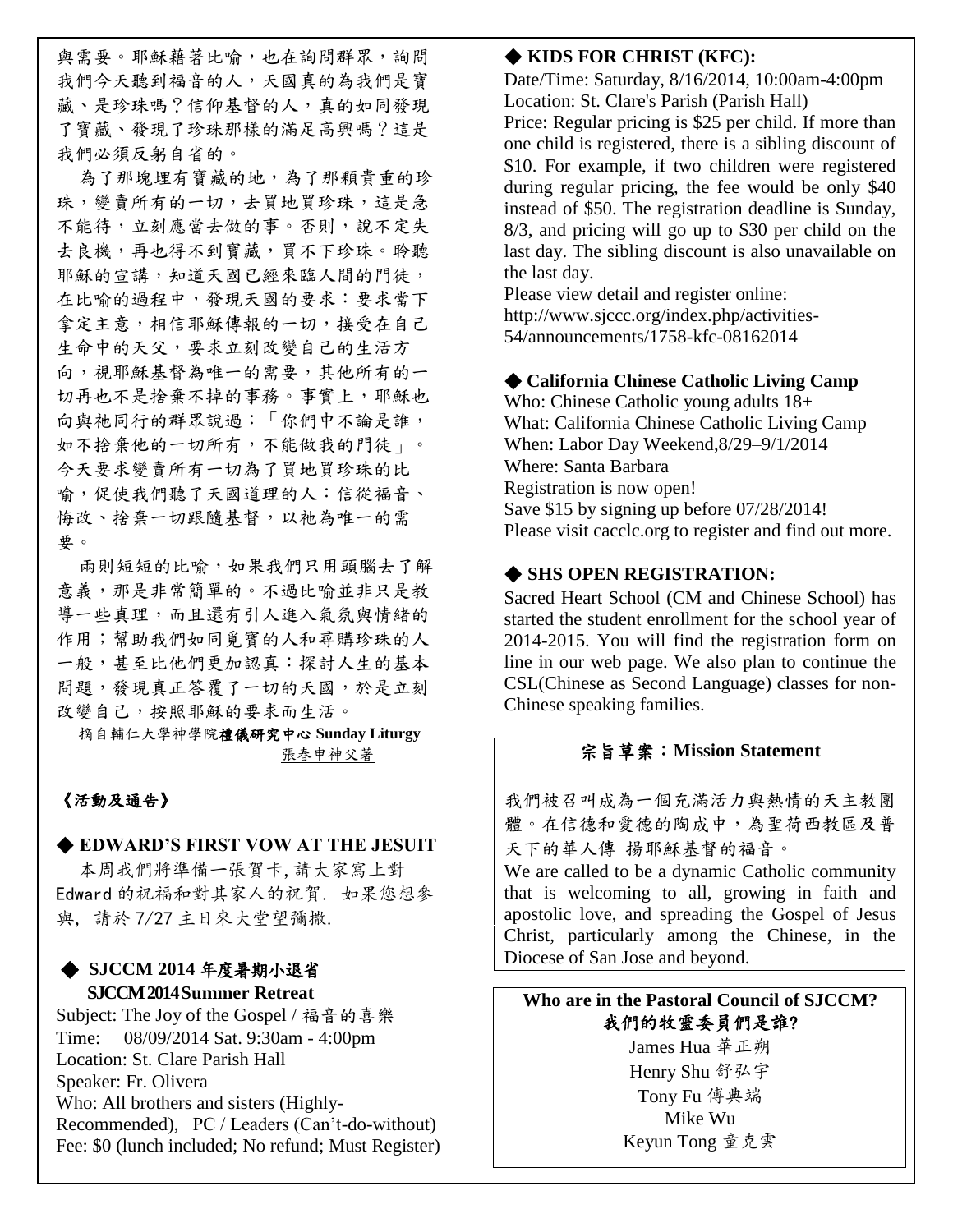與需要。耶穌藉著比喻，也在詢問群眾，詢問我們今天聽到福音的人，天國真的為我們是寶藏、是珍珠嗎？信仰基督的人，真的如同發現了寶藏、發現了珍珠那樣的滿足高興嗎？這是我們必須反躬自省的。

為了那塊埋有寶藏的地，為了那顆貴重的珍珠，變賣所有的一切，去買地買珍珠，這是急不能待，立刻應當去做的事。否則，說不定失去良機，再也得不到寶藏，買不下珍珠。聆聽耶穌的宣講，知道天國已經來臨人間的門徒，在比喻的過程中，發現天國的要求：要求當下拿定主意，相信耶穌傳報的一切，接受在自己生命中的天父，要求立刻改變自己的生活方向，視耶穌基督為唯一的需要，其他所有的一切再也不是捨棄不掉的事務。事實上，耶穌也向與祂同行的群眾說過：「你們中不論是誰，如不捨棄他的一切所有，不能做我的門徒」。今天要求變賣所有一切為了買地買珍珠的比喻，促使我們聽了天國道理的人：信從福音、悔改、捨棄一切跟隨基督，以祂為唯一的需要。

兩則短短的比喻，如果我們只用頭腦去了解意義，那是非常簡單的。不過比喻並非只是教導一些真理，而且還有引人進入氣氛與情緒的作用；幫助我們如同覓寶的人和尋購珍珠的人一般，甚至比他們更加認真：探討人生的基本問題，發現真正答覆了一切的天國，於是立刻改變自己，按照耶穌的要求而生活。

摘自輔仁大學神學院**禮儀研究中心 Sunday Liturgy**
張春申神父著

## 《活動及通告》

### ◆ EDWARD'S FIRST VOW AT THE JESUIT

本周我們將準備一張賀卡,請大家寫上對 Edward 的祝福和對其家人的祝賀. 如果您想參與, 請於 7/27 主日來大堂望彌撒.

### ◆ SJCCM 2014 年度暑期小退省 SJCCM 2014 Summer Retreat

Subject: The Joy of the Gospel / 福音的喜樂
Time: 08/09/2014 Sat. 9:30am - 4:00pm
Location: St. Clare Parish Hall
Speaker: Fr. Olivera
Who: All brothers and sisters (Highly-Recommended), PC / Leaders (Can't-do-without)
Fee: $0 (lunch included; No refund; Must Register)

### ◆ KIDS FOR CHRIST (KFC):

Date/Time: Saturday, 8/16/2014, 10:00am-4:00pm
Location: St. Clare's Parish (Parish Hall)
Price: Regular pricing is $25 per child. If more than one child is registered, there is a sibling discount of $10. For example, if two children were registered during regular pricing, the fee would be only $40 instead of $50. The registration deadline is Sunday, 8/3, and pricing will go up to $30 per child on the last day. The sibling discount is also unavailable on the last day.
Please view detail and register online:
http://www.sjccc.org/index.php/activities-54/announcements/1758-kfc-08162014

### ◆ California Chinese Catholic Living Camp

Who: Chinese Catholic young adults 18+
What: California Chinese Catholic Living Camp
When: Labor Day Weekend,8/29–9/1/2014
Where: Santa Barbara
Registration is now open!
Save $15 by signing up before 07/28/2014!
Please visit cacclc.org to register and find out more.

### ◆ SHS OPEN REGISTRATION:

Sacred Heart School (CM and Chinese School) has started the student enrollment for the school year of 2014-2015. You will find the registration form on line in our web page. We also plan to continue the CSL(Chinese as Second Language) classes for non-Chinese speaking families.

### 宗旨草案：Mission Statement

我們被召叫成為一個充滿活力與熱情的天主教團體。在信德和愛德的陶成中，為聖荷西教區及普天下的華人傳 揚耶穌基督的福音。

We are called to be a dynamic Catholic community that is welcoming to all, growing in faith and apostolic love, and spreading the Gospel of Jesus Christ, particularly among the Chinese, in the Diocese of San Jose and beyond.

### Who are in the Pastoral Council of SJCCM? 我們的牧靈委員們是誰?

James Hua 華正朔
Henry Shu 舒弘宇
Tony Fu 傅典端
Mike Wu
Keyun Tong 童克雲